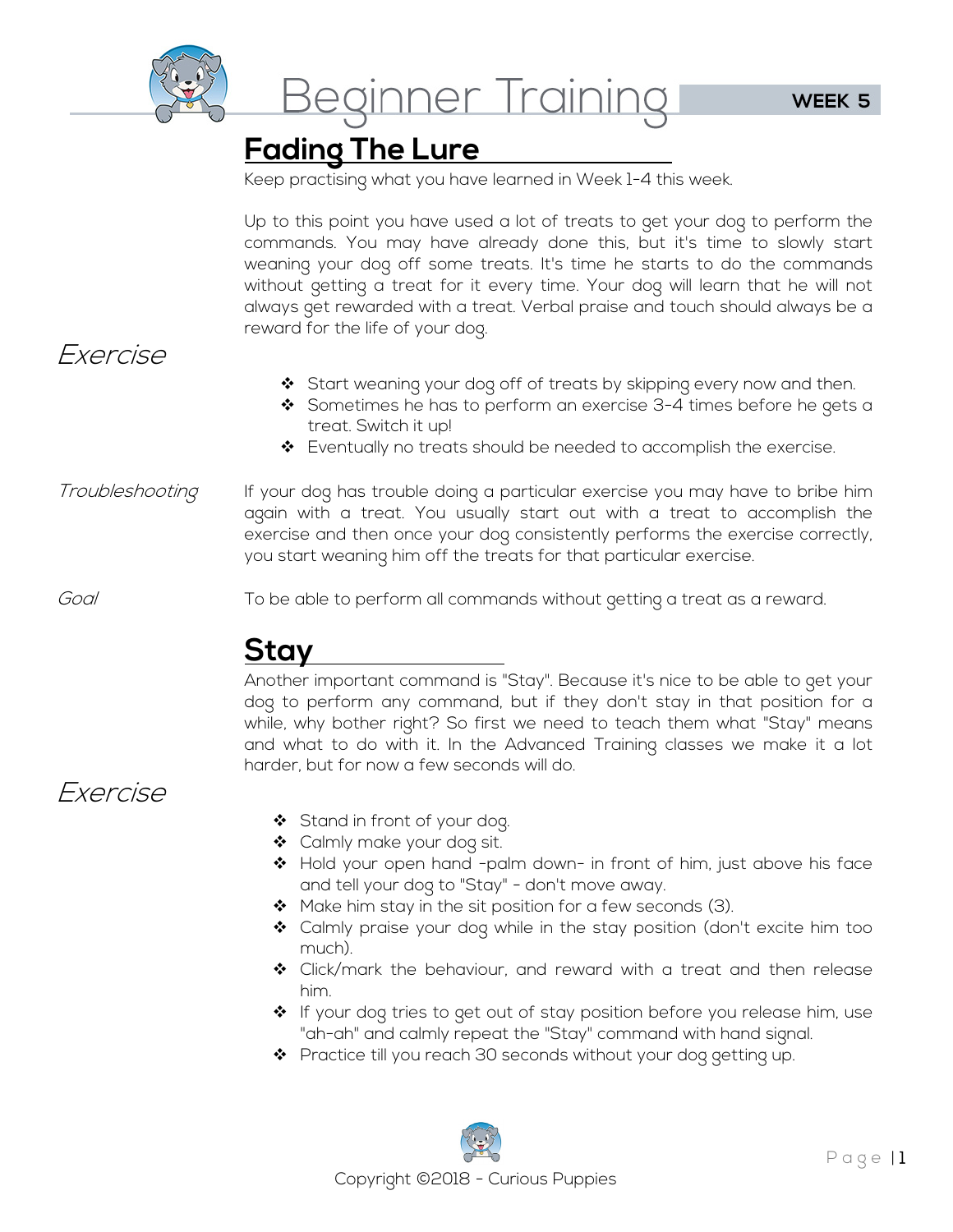# Beginner Training

**WEEK 5**

## Fading The Lure

Keep practising what you have learned in Week 1-4 this week.

Up to this point you have used a lot of treats to get your dog to perform the commands. You may have already done this, but it's time to slowly start weaning your dog off some treats. It's time he starts to do the commands without getting a treat for it every time. Your dog will learn that he will not always get rewarded with a treat. Verbal praise and touch should always be a reward for the life of your dog.

*Exercise*

- Start weaning your dog off of treats by skipping every now and then.
- Sometimes he has to perform an exercise 3-4 times before he gets a treat. Switch it up!
- Eventually no treats should be needed to accomplish the exercise.

*Troubleshooting*

If your dog has trouble doing a particular exercise you may have to bribe him again with a treat. You usually start out with a treat to accomplish the exercise and then once your dog consistently performs the exercise correctly, you start weaning him off the treats for that particular exercise.

*Goal*

To be able to perform all commands without getting a treat as a reward.

## Stay

Another important command is "Stay". Because it's nice to be able to get your dog to perform any command, but if they don't stay in that position for a while, why bother right? So first we need to teach them what "Stay" means and what to do with it. In the Advanced Training classes we make it a lot harder, but for now a few seconds will do.

*Exercise*

- Stand in front of your dog.
- Calmly make your dog sit.
- Hold your open hand -palm down- in front of him, just above his face and tell your dog to "Stay" - don't move away.
- Make him stay in the sit position for a few seconds (3).
- Calmly praise your dog while in the stay position (don't excite him too much).
- Click/mark the behaviour, and reward with a treat and then release him.
- If your dog tries to get out of stay position before you release him, use "ah-ah" and calmly repeat the "Stay" command with hand signal.
- Practice till you reach 30 seconds without your dog getting up.

Copyright ©2018 - Curious Puppies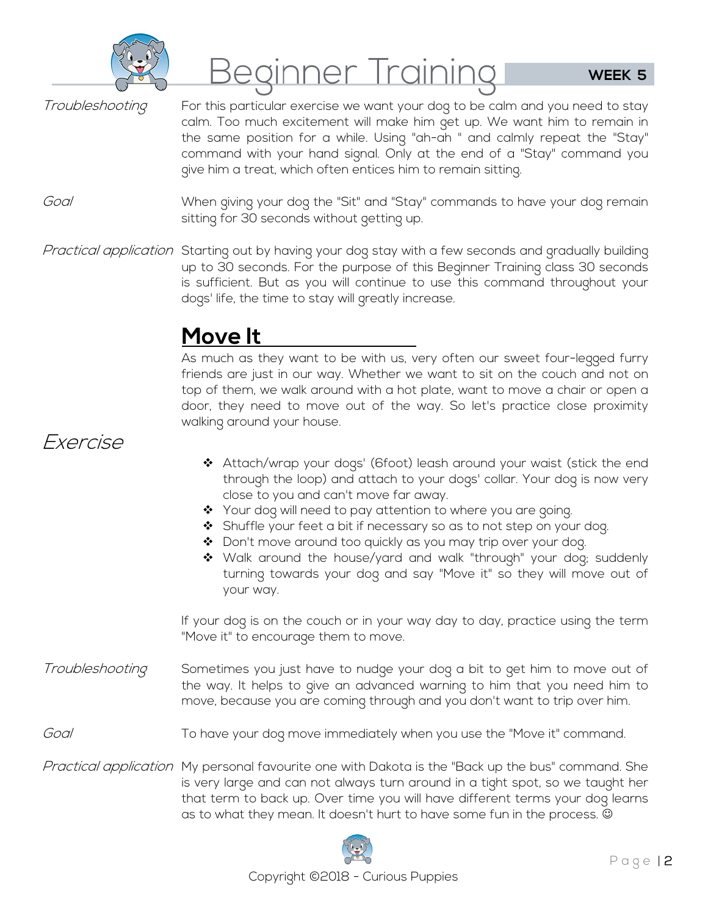*Troubleshooting* For this particular exercise we want your dog to be calm and you need to stay calm. Too much excitement will make him get up. We want him to remain in the same position for a while. Using "ah-ah " and calmly repeat the "Stay" command with your hand signal. Only at the end of a "Stay" command you give him a treat, which often entices him to remain sitting.

*Goal* When giving your dog the "Sit" and "Stay" commands to have your dog remain sitting for 30 seconds without getting up.

*Practical application* Starting out by having your dog stay with a few seconds and gradually building up to 30 seconds. For the purpose of this Beginner Training class 30 seconds is sufficient. But as you will continue to use this command throughout your dogs' life, the time to stay will greatly increase.

## Move It

As much as they want to be with us, very often our sweet four-legged furry friends are just in our way. Whether we want to sit on the couch and not on top of them, we walk around with a hot plate, want to move a chair or open a door, they need to move out of the way. So let's practice close proximity walking around your house.

### *Exercise*

- Attach/wrap your dogs' (6foot) leash around your waist (stick the end through the loop) and attach to your dogs' collar. Your dog is now very close to you and can't move far away.
- Your dog will need to pay attention to where you are going.
- Shuffle your feet a bit if necessary so as to not step on your dog.
- Don't move around too quickly as you may trip over your dog.
- Walk around the house/yard and walk "through" your dog; suddenly turning towards your dog and say "Move it" so they will move out of your way.

If your dog is on the couch or in your way day to day, practice using the term "Move it" to encourage them to move.

*Troubleshooting* Sometimes you just have to nudge your dog a bit to get him to move out of the way. It helps to give an advanced warning to him that you need him to move, because you are coming through and you don't want to trip over him.

*Goal* To have your dog move immediately when you use the "Move it" command.

*Practical application* My personal favourite one with Dakota is the "Back up the bus" command. She is very large and can not always turn around in a tight spot, so we taught her that term to back up. Over time you will have different terms your dog learns as to what they mean. It doesn't hurt to have some fun in the process. ☺